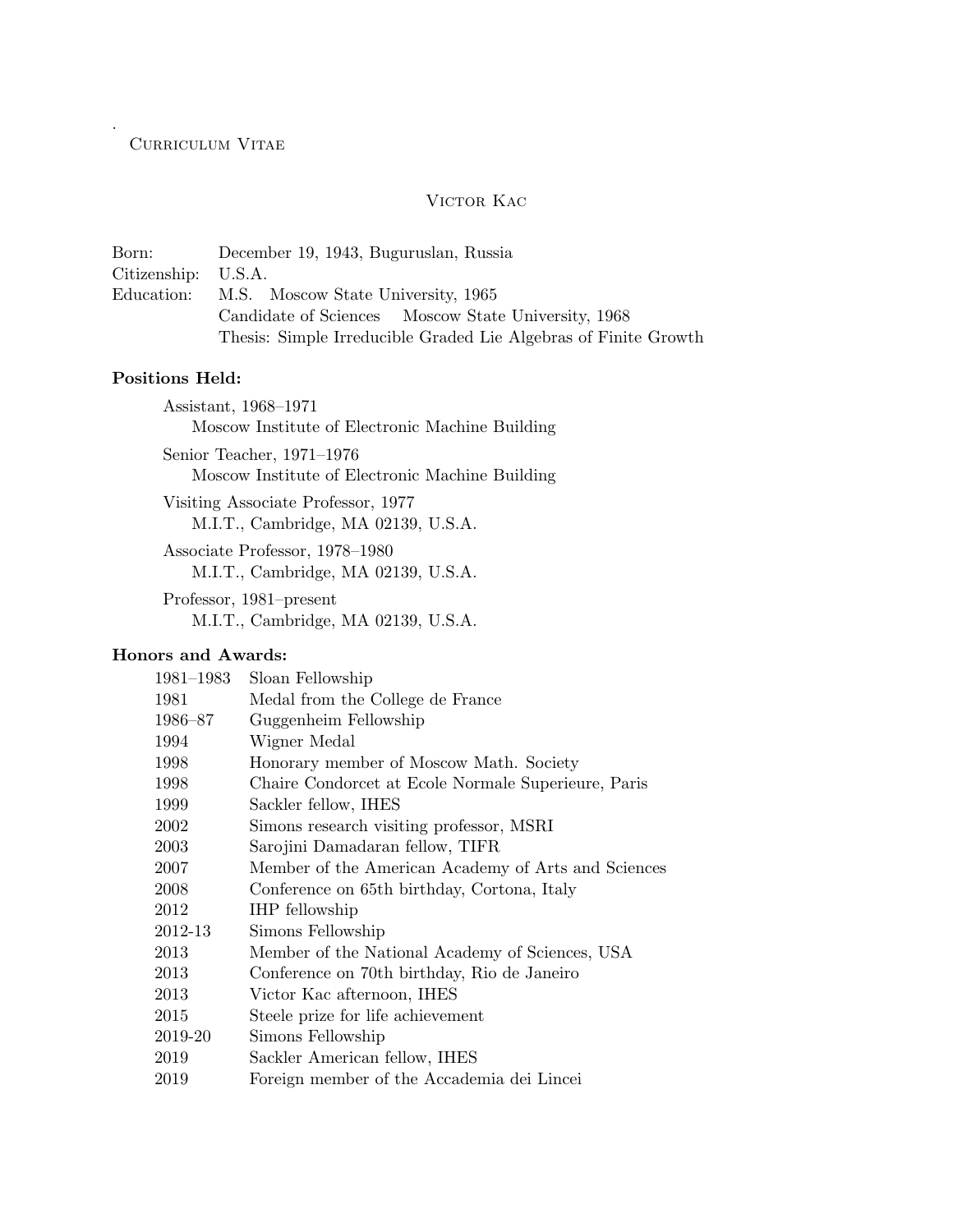.
Curriculum Vitae

# Victor Kac

| | |
|---|---|
| Born: | December 19, 1943, Buguruslan, Russia |
| Citizenship: | U.S.A. |
| Education: | M.S. Moscow State University, 1965 |
| | Candidate of Sciences Moscow State University, 1968 |
| | Thesis: Simple Irreducible Graded Lie Algebras of Finite Growth |

## Positions Held:

Assistant, 1968–1971
Moscow Institute of Electronic Machine Building

Senior Teacher, 1971–1976
Moscow Institute of Electronic Machine Building

Visiting Associate Professor, 1977
M.I.T., Cambridge, MA 02139, U.S.A.

Associate Professor, 1978–1980
M.I.T., Cambridge, MA 02139, U.S.A.

Professor, 1981–present
M.I.T., Cambridge, MA 02139, U.S.A.

## Honors and Awards:

| | |
|---|---|
| 1981–1983 | Sloan Fellowship |
| 1981 | Medal from the College de France |
| 1986–87 | Guggenheim Fellowship |
| 1994 | Wigner Medal |
| 1998 | Honorary member of Moscow Math. Society |
| 1998 | Chaire Condorcet at Ecole Normale Superieure, Paris |
| 1999 | Sackler fellow, IHES |
| 2002 | Simons research visiting professor, MSRI |
| 2003 | Sarojini Damadaran fellow, TIFR |
| 2007 | Member of the American Academy of Arts and Sciences |
| 2008 | Conference on 65th birthday, Cortona, Italy |
| 2012 | IHP fellowship |
| 2012-13 | Simons Fellowship |
| 2013 | Member of the National Academy of Sciences, USA |
| 2013 | Conference on 70th birthday, Rio de Janeiro |
| 2013 | Victor Kac afternoon, IHES |
| 2015 | Steele prize for life achievement |
| 2019-20 | Simons Fellowship |
| 2019 | Sackler American fellow, IHES |
| 2019 | Foreign member of the Accademia dei Lincei |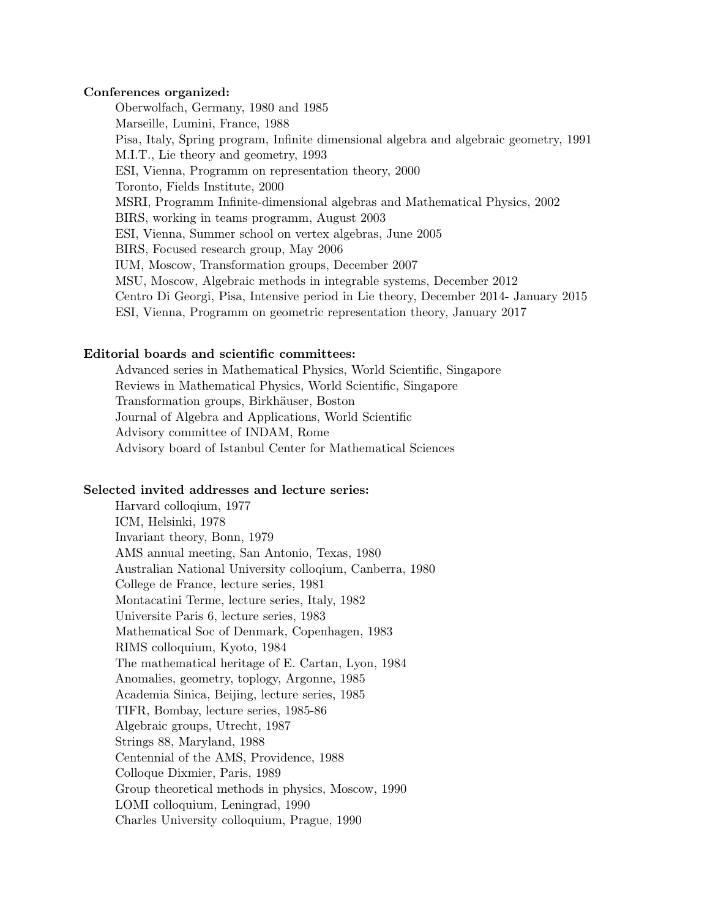**Conferences organized:**

Oberwolfach, Germany, 1980 and 1985
Marseille, Lumini, France, 1988
Pisa, Italy, Spring program, Infinite dimensional algebra and algebraic geometry, 1991
M.I.T., Lie theory and geometry, 1993
ESI, Vienna, Programm on representation theory, 2000
Toronto, Fields Institute, 2000
MSRI, Programm Infinite-dimensional algebras and Mathematical Physics, 2002
BIRS, working in teams programm, August 2003
ESI, Vienna, Summer school on vertex algebras, June 2005
BIRS, Focused research group, May 2006
IUM, Moscow, Transformation groups, December 2007
MSU, Moscow, Algebraic methods in integrable systems, December 2012
Centro Di Georgi, Pisa, Intensive period in Lie theory, December 2014- January 2015
ESI, Vienna, Programm on geometric representation theory, January 2017

**Editorial boards and scientific committees:**

Advanced series in Mathematical Physics, World Scientific, Singapore
Reviews in Mathematical Physics, World Scientific, Singapore
Transformation groups, Birkhäuser, Boston
Journal of Algebra and Applications, World Scientific
Advisory committee of INDAM, Rome
Advisory board of Istanbul Center for Mathematical Sciences

**Selected invited addresses and lecture series:**

Harvard colloqium, 1977
ICM, Helsinki, 1978
Invariant theory, Bonn, 1979
AMS annual meeting, San Antonio, Texas, 1980
Australian National University colloqium, Canberra, 1980
College de France, lecture series, 1981
Montacatini Terme, lecture series, Italy, 1982
Universite Paris 6, lecture series, 1983
Mathematical Soc of Denmark, Copenhagen, 1983
RIMS colloquium, Kyoto, 1984
The mathematical heritage of E. Cartan, Lyon, 1984
Anomalies, geometry, toplogy, Argonne, 1985
Academia Sinica, Beijing, lecture series, 1985
TIFR, Bombay, lecture series, 1985-86
Algebraic groups, Utrecht, 1987
Strings 88, Maryland, 1988
Centennial of the AMS, Providence, 1988
Colloque Dixmier, Paris, 1989
Group theoretical methods in physics, Moscow, 1990
LOMI colloquium, Leningrad, 1990
Charles University colloquium, Prague, 1990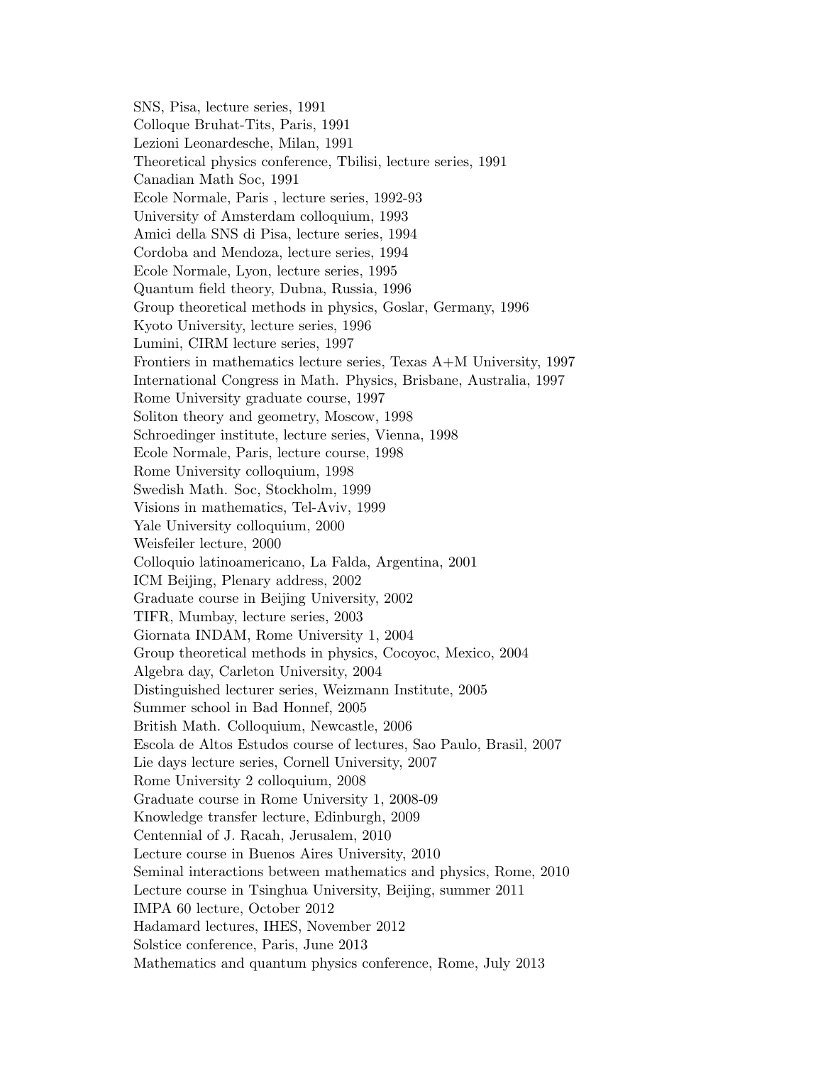SNS, Pisa, lecture series, 1991
Colloque Bruhat-Tits, Paris, 1991
Lezioni Leonardesche, Milan, 1991
Theoretical physics conference, Tbilisi, lecture series, 1991
Canadian Math Soc, 1991
Ecole Normale, Paris , lecture series, 1992-93
University of Amsterdam colloquium, 1993
Amici della SNS di Pisa, lecture series, 1994
Cordoba and Mendoza, lecture series, 1994
Ecole Normale, Lyon, lecture series, 1995
Quantum field theory, Dubna, Russia, 1996
Group theoretical methods in physics, Goslar, Germany, 1996
Kyoto University, lecture series, 1996
Lumini, CIRM lecture series, 1997
Frontiers in mathematics lecture series, Texas A+M University, 1997
International Congress in Math. Physics, Brisbane, Australia, 1997
Rome University graduate course, 1997
Soliton theory and geometry, Moscow, 1998
Schroedinger institute, lecture series, Vienna, 1998
Ecole Normale, Paris, lecture course, 1998
Rome University colloquium, 1998
Swedish Math. Soc, Stockholm, 1999
Visions in mathematics, Tel-Aviv, 1999
Yale University colloquium, 2000
Weisfeiler lecture, 2000
Colloquio latinoamericano, La Falda, Argentina, 2001
ICM Beijing, Plenary address, 2002
Graduate course in Beijing University, 2002
TIFR, Mumbay, lecture series, 2003
Giornata INDAM, Rome University 1, 2004
Group theoretical methods in physics, Cocoyoc, Mexico, 2004
Algebra day, Carleton University, 2004
Distinguished lecturer series, Weizmann Institute, 2005
Summer school in Bad Honnef, 2005
British Math. Colloquium, Newcastle, 2006
Escola de Altos Estudos course of lectures, Sao Paulo, Brasil, 2007
Lie days lecture series, Cornell University, 2007
Rome University 2 colloquium, 2008
Graduate course in Rome University 1, 2008-09
Knowledge transfer lecture, Edinburgh, 2009
Centennial of J. Racah, Jerusalem, 2010
Lecture course in Buenos Aires University, 2010
Seminal interactions between mathematics and physics, Rome, 2010
Lecture course in Tsinghua University, Beijing, summer 2011
IMPA 60 lecture, October 2012
Hadamard lectures, IHES, November 2012
Solstice conference, Paris, June 2013
Mathematics and quantum physics conference, Rome, July 2013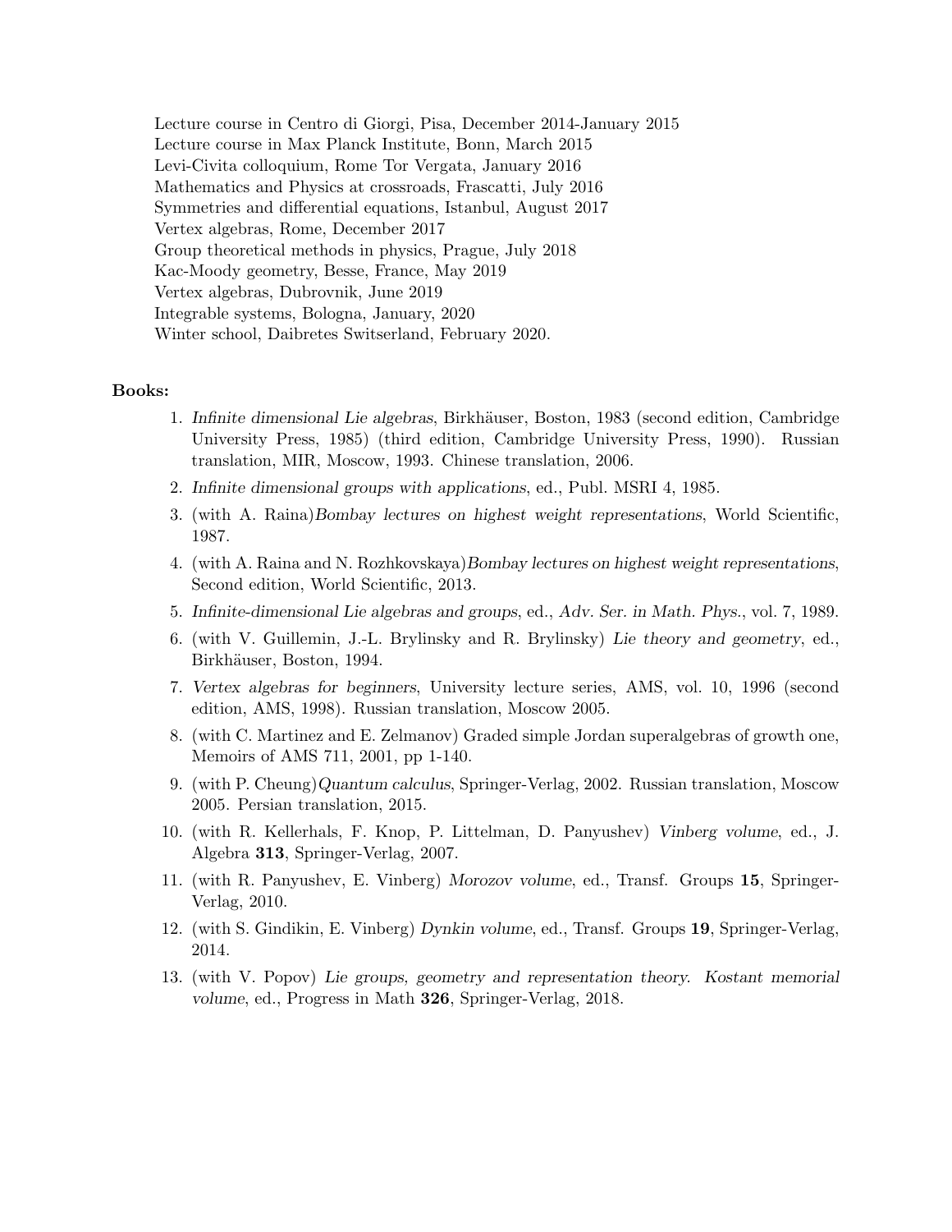Lecture course in Centro di Giorgi, Pisa, December 2014-January 2015
Lecture course in Max Planck Institute, Bonn, March 2015
Levi-Civita colloquium, Rome Tor Vergata, January 2016
Mathematics and Physics at crossroads, Frascatti, July 2016
Symmetries and differential equations, Istanbul, August 2017
Vertex algebras, Rome, December 2017
Group theoretical methods in physics, Prague, July 2018
Kac-Moody geometry, Besse, France, May 2019
Vertex algebras, Dubrovnik, June 2019
Integrable systems, Bologna, January, 2020
Winter school, Daibretes Switserland, February 2020.

**Books:**

1. *Infinite dimensional Lie algebras*, Birkhäuser, Boston, 1983 (second edition, Cambridge University Press, 1985) (third edition, Cambridge University Press, 1990). Russian translation, MIR, Moscow, 1993. Chinese translation, 2006.
2. *Infinite dimensional groups with applications*, ed., Publ. MSRI 4, 1985.
3. (with A. Raina)*Bombay lectures on highest weight representations*, World Scientific, 1987.
4. (with A. Raina and N. Rozhkovskaya)*Bombay lectures on highest weight representations*, Second edition, World Scientific, 2013.
5. *Infinite-dimensional Lie algebras and groups*, ed., *Adv. Ser. in Math. Phys.*, vol. 7, 1989.
6. (with V. Guillemin, J.-L. Brylinsky and R. Brylinsky) *Lie theory and geometry*, ed., Birkhäuser, Boston, 1994.
7. *Vertex algebras for beginners*, University lecture series, AMS, vol. 10, 1996 (second edition, AMS, 1998). Russian translation, Moscow 2005.
8. (with C. Martinez and E. Zelmanov) Graded simple Jordan superalgebras of growth one, Memoirs of AMS 711, 2001, pp 1-140.
9. (with P. Cheung)*Quantum calculus*, Springer-Verlag, 2002. Russian translation, Moscow 2005. Persian translation, 2015.
10. (with R. Kellerhals, F. Knop, P. Littelman, D. Panyushev) *Vinberg volume*, ed., J. Algebra **313**, Springer-Verlag, 2007.
11. (with R. Panyushev, E. Vinberg) *Morozov volume*, ed., Transf. Groups **15**, Springer-Verlag, 2010.
12. (with S. Gindikin, E. Vinberg) *Dynkin volume*, ed., Transf. Groups **19**, Springer-Verlag, 2014.
13. (with V. Popov) *Lie groups, geometry and representation theory. Kostant memorial volume*, ed., Progress in Math **326**, Springer-Verlag, 2018.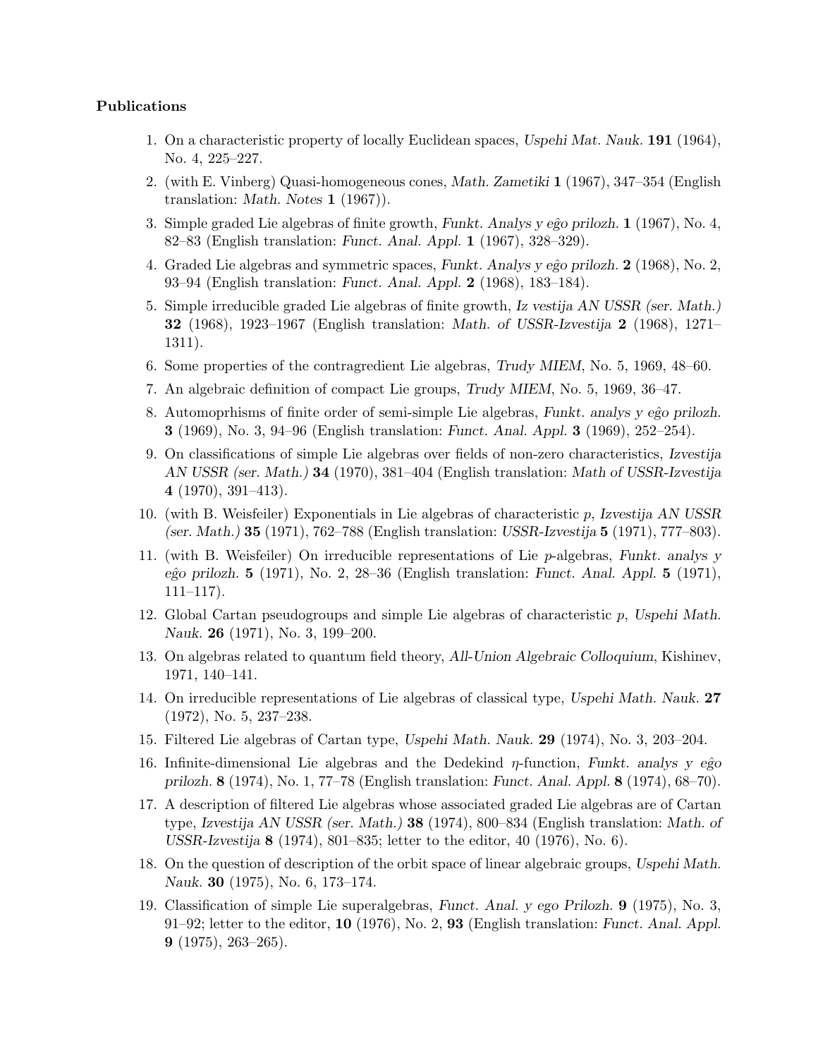**Publications**

1. On a characteristic property of locally Euclidean spaces, *Uspehi Mat. Nauk.* **191** (1964), No. 4, 225–227.
2. (with E. Vinberg) Quasi-homogeneous cones, *Math. Zametiki* **1** (1967), 347–354 (English translation: *Math. Notes* **1** (1967)).
3. Simple graded Lie algebras of finite growth, *Funkt. Analys y eĝo prilozh.* **1** (1967), No. 4, 82–83 (English translation: *Funct. Anal. Appl.* **1** (1967), 328–329).
4. Graded Lie algebras and symmetric spaces, *Funkt. Analys y eĝo prilozh.* **2** (1968), No. 2, 93–94 (English translation: *Funct. Anal. Appl.* **2** (1968), 183–184).
5. Simple irreducible graded Lie algebras of finite growth, *Iz vestija AN USSR (ser. Math.)* **32** (1968), 1923–1967 (English translation: *Math. of USSR-Izvestija* **2** (1968), 1271–1311).
6. Some properties of the contragredient Lie algebras, *Trudy MIEM*, No. 5, 1969, 48–60.
7. An algebraic definition of compact Lie groups, *Trudy MIEM*, No. 5, 1969, 36–47.
8. Automoprhisms of finite order of semi-simple Lie algebras, *Funkt. analys y eĝo prilozh.* **3** (1969), No. 3, 94–96 (English translation: *Funct. Anal. Appl.* **3** (1969), 252–254).
9. On classifications of simple Lie algebras over fields of non-zero characteristics, *Izvestija AN USSR (ser. Math.)* **34** (1970), 381–404 (English translation: *Math of USSR-Izvestija* **4** (1970), 391–413).
10. (with B. Weisfeiler) Exponentials in Lie algebras of characteristic $p$, *Izvestija AN USSR (ser. Math.)* **35** (1971), 762–788 (English translation: *USSR-Izvestija* **5** (1971), 777–803).
11. (with B. Weisfeiler) On irreducible representations of Lie $p$-algebras, *Funkt. analys y eĝo prilozh.* **5** (1971), No. 2, 28–36 (English translation: *Funct. Anal. Appl.* **5** (1971), 111–117).
12. Global Cartan pseudogroups and simple Lie algebras of characteristic $p$, *Uspehi Math. Nauk.* **26** (1971), No. 3, 199–200.
13. On algebras related to quantum field theory, *All-Union Algebraic Colloquium*, Kishinev, 1971, 140–141.
14. On irreducible representations of Lie algebras of classical type, *Uspehi Math. Nauk.* **27** (1972), No. 5, 237–238.
15. Filtered Lie algebras of Cartan type, *Uspehi Math. Nauk.* **29** (1974), No. 3, 203–204.
16. Infinite-dimensional Lie algebras and the Dedekind $\eta$-function, *Funkt. analys y eĝo prilozh.* **8** (1974), No. 1, 77–78 (English translation: *Funct. Anal. Appl.* **8** (1974), 68–70).
17. A description of filtered Lie algebras whose associated graded Lie algebras are of Cartan type, *Izvestija AN USSR (ser. Math.)* **38** (1974), 800–834 (English translation: *Math. of USSR-Izvestija* **8** (1974), 801–835; letter to the editor, 40 (1976), No. 6).
18. On the question of description of the orbit space of linear algebraic groups, *Uspehi Math. Nauk.* **30** (1975), No. 6, 173–174.
19. Classification of simple Lie superalgebras, *Funct. Anal. y ego Prilozh.* **9** (1975), No. 3, 91–92; letter to the editor, **10** (1976), No. 2, **93** (English translation: *Funct. Anal. Appl.* **9** (1975), 263–265).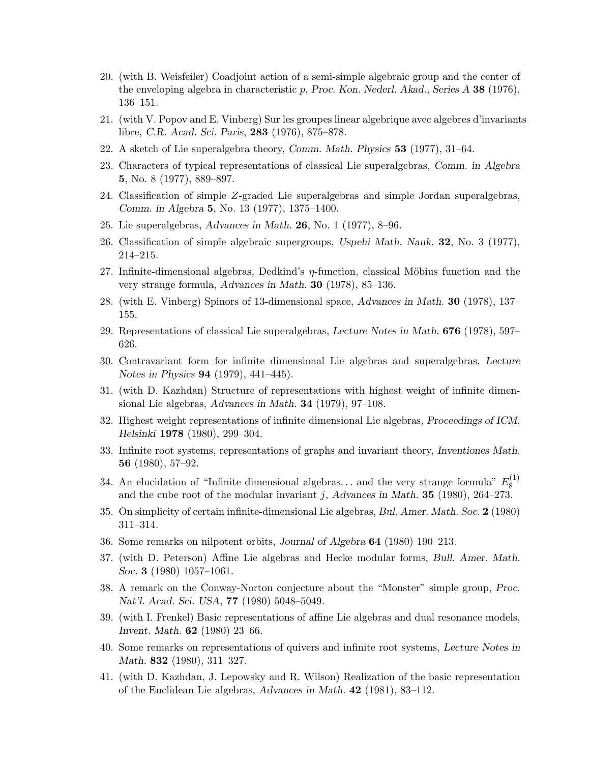20. (with B. Weisfeiler) Coadjoint action of a semi-simple algebraic group and the center of the enveloping algebra in characteristic $p$, *Proc. Kon. Nederl. Akad., Series A* **38** (1976), 136–151.
21. (with V. Popov and E. Vinberg) Sur les groupes linear algebrique avec algebres d'invariants libre, *C.R. Acad. Sci. Paris*, **283** (1976), 875–878.
22. A sketch of Lie superalgebra theory, *Comm. Math. Physics* **53** (1977), 31–64.
23. Characters of typical representations of classical Lie superalgebras, *Comm. in Algebra* **5**, No. 8 (1977), 889–897.
24. Classification of simple $Z$-graded Lie superalgebras and simple Jordan superalgebras, *Comm. in Algebra* **5**, No. 13 (1977), 1375–1400.
25. Lie superalgebras, *Advances in Math.* **26**, No. 1 (1977), 8–96.
26. Classification of simple algebraic supergroups, *Uspehi Math. Nauk.* **32**, No. 3 (1977), 214–215.
27. Infinite-dimensional algebras, Dedkind's $\eta$-function, classical Möbius function and the very strange formula, *Advances in Math.* **30** (1978), 85–136.
28. (with E. Vinberg) Spinors of 13-dimensional space, *Advances in Math.* **30** (1978), 137–155.
29. Representations of classical Lie superalgebras, *Lecture Notes in Math.* **676** (1978), 597–626.
30. Contravariant form for infinite dimensional Lie algebras and superalgebras, *Lecture Notes in Physics* **94** (1979), 441–445).
31. (with D. Kazhdan) Structure of representations with highest weight of infinite dimensional Lie algebras, *Advances in Math.* **34** (1979), 97–108.
32. Highest weight representations of infinite dimensional Lie algebras, *Proceedings of ICM, Helsinki* **1978** (1980), 299–304.
33. Infinite root systems, representations of graphs and invariant theory, *Inventiones Math.* **56** (1980), 57–92.
34. An elucidation of "Infinite dimensional algebras... and the very strange formula" $E_8^{(1)}$ and the cube root of the modular invariant $j$, *Advances in Math.* **35** (1980), 264–273.
35. On simplicity of certain infinite-dimensional Lie algebras, *Bul. Amer. Math. Soc.* **2** (1980) 311–314.
36. Some remarks on nilpotent orbits, *Journal of Algebra* **64** (1980) 190–213.
37. (with D. Peterson) Affine Lie algebras and Hecke modular forms, *Bull. Amer. Math. Soc.* **3** (1980) 1057–1061.
38. A remark on the Conway-Norton conjecture about the "Monster" simple group, *Proc. Nat'l. Acad. Sci. USA*, **77** (1980) 5048–5049.
39. (with I. Frenkel) Basic representations of affine Lie algebras and dual resonance models, *Invent. Math.* **62** (1980) 23–66.
40. Some remarks on representations of quivers and infinite root systems, *Lecture Notes in Math.* **832** (1980), 311–327.
41. (with D. Kazhdan, J. Lepowsky and R. Wilson) Realization of the basic representation of the Euclidean Lie algebras, *Advances in Math.* **42** (1981), 83–112.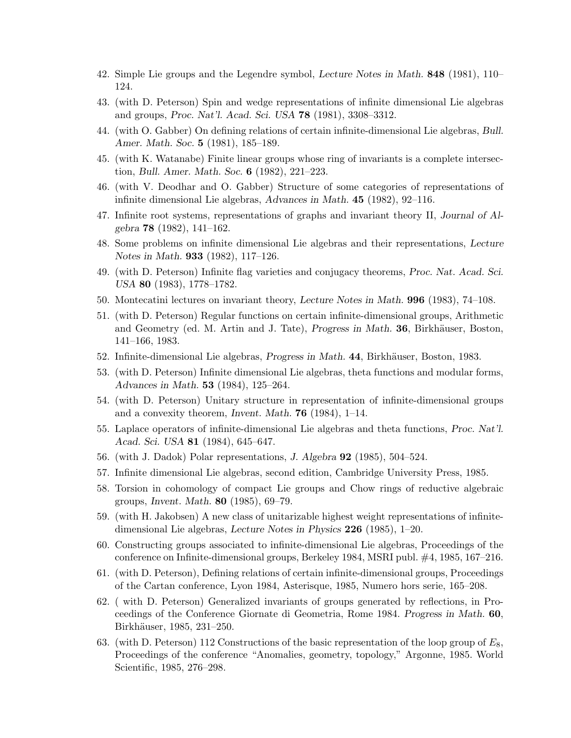42. Simple Lie groups and the Legendre symbol, *Lecture Notes in Math.* **848** (1981), 110–124.
43. (with D. Peterson) Spin and wedge representations of infinite dimensional Lie algebras and groups, *Proc. Nat'l. Acad. Sci. USA* **78** (1981), 3308–3312.
44. (with O. Gabber) On defining relations of certain infinite-dimensional Lie algebras, *Bull. Amer. Math. Soc.* **5** (1981), 185–189.
45. (with K. Watanabe) Finite linear groups whose ring of invariants is a complete intersection, *Bull. Amer. Math. Soc.* **6** (1982), 221–223.
46. (with V. Deodhar and O. Gabber) Structure of some categories of representations of infinite dimensional Lie algebras, *Advances in Math.* **45** (1982), 92–116.
47. Infinite root systems, representations of graphs and invariant theory II, *Journal of Algebra* **78** (1982), 141–162.
48. Some problems on infinite dimensional Lie algebras and their representations, *Lecture Notes in Math.* **933** (1982), 117–126.
49. (with D. Peterson) Infinite flag varieties and conjugacy theorems, *Proc. Nat. Acad. Sci. USA* **80** (1983), 1778–1782.
50. Montecatini lectures on invariant theory, *Lecture Notes in Math.* **996** (1983), 74–108.
51. (with D. Peterson) Regular functions on certain infinite-dimensional groups, Arithmetic and Geometry (ed. M. Artin and J. Tate), *Progress in Math.* **36**, Birkhäuser, Boston, 141–166, 1983.
52. Infinite-dimensional Lie algebras, *Progress in Math.* **44**, Birkhäuser, Boston, 1983.
53. (with D. Peterson) Infinite dimensional Lie algebras, theta functions and modular forms, *Advances in Math.* **53** (1984), 125–264.
54. (with D. Peterson) Unitary structure in representation of infinite-dimensional groups and a convexity theorem, *Invent. Math.* **76** (1984), 1–14.
55. Laplace operators of infinite-dimensional Lie algebras and theta functions, *Proc. Nat'l. Acad. Sci. USA* **81** (1984), 645–647.
56. (with J. Dadok) Polar representations, *J. Algebra* **92** (1985), 504–524.
57. Infinite dimensional Lie algebras, second edition, Cambridge University Press, 1985.
58. Torsion in cohomology of compact Lie groups and Chow rings of reductive algebraic groups, *Invent. Math.* **80** (1985), 69–79.
59. (with H. Jakobsen) A new class of unitarizable highest weight representations of infinite-dimensional Lie algebras, *Lecture Notes in Physics* **226** (1985), 1–20.
60. Constructing groups associated to infinite-dimensional Lie algebras, Proceedings of the conference on Infinite-dimensional groups, Berkeley 1984, MSRI publ. #4, 1985, 167–216.
61. (with D. Peterson), Defining relations of certain infinite-dimensional groups, Proceedings of the Cartan conference, Lyon 1984, Asterisque, 1985, Numero hors serie, 165–208.
62. ( with D. Peterson) Generalized invariants of groups generated by reflections, in Proceedings of the Conference Giornate di Geometria, Rome 1984. *Progress in Math.* **60**, Birkhäuser, 1985, 231–250.
63. (with D. Peterson) 112 Constructions of the basic representation of the loop group of $E_8$, Proceedings of the conference "Anomalies, geometry, topology," Argonne, 1985. World Scientific, 1985, 276–298.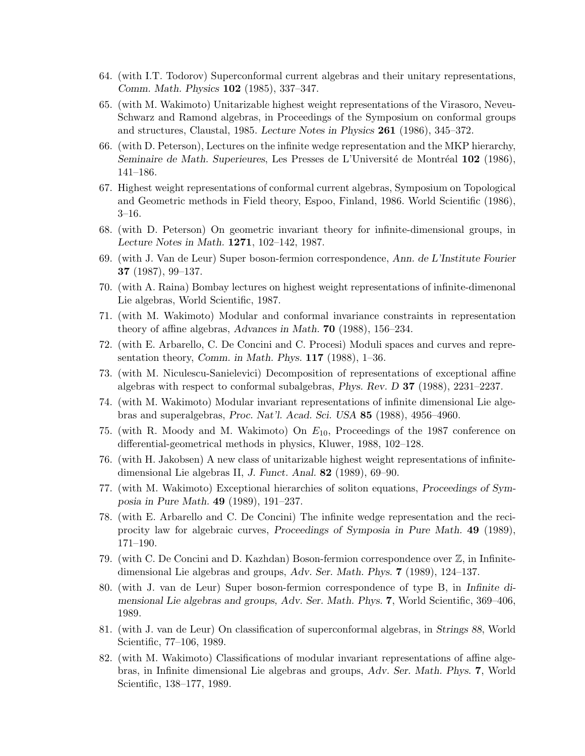64. (with I.T. Todorov) Superconformal current algebras and their unitary representations, *Comm. Math. Physics* **102** (1985), 337–347.

65. (with M. Wakimoto) Unitarizable highest weight representations of the Virasoro, Neveu-Schwarz and Ramond algebras, in Proceedings of the Symposium on conformal groups and structures, Claustal, 1985. *Lecture Notes in Physics* **261** (1986), 345–372.

66. (with D. Peterson), Lectures on the infinite wedge representation and the MKP hierarchy, *Seminaire de Math. Superieures*, Les Presses de L'Université de Montréal **102** (1986), 141–186.

67. Highest weight representations of conformal current algebras, Symposium on Topological and Geometric methods in Field theory, Espoo, Finland, 1986. World Scientific (1986), 3–16.

68. (with D. Peterson) On geometric invariant theory for infinite-dimensional groups, in *Lecture Notes in Math.* **1271**, 102–142, 1987.

69. (with J. Van de Leur) Super boson-fermion correspondence, *Ann. de L'Institute Fourier* **37** (1987), 99–137.

70. (with A. Raina) Bombay lectures on highest weight representations of infinite-dimenonal Lie algebras, World Scientific, 1987.

71. (with M. Wakimoto) Modular and conformal invariance constraints in representation theory of affine algebras, *Advances in Math.* **70** (1988), 156–234.

72. (with E. Arbarello, C. De Concini and C. Procesi) Moduli spaces and curves and representation theory, *Comm. in Math. Phys.* **117** (1988), 1–36.

73. (with M. Niculescu-Sanielevici) Decomposition of representations of exceptional affine algebras with respect to conformal subalgebras, *Phys. Rev. D* **37** (1988), 2231–2237.

74. (with M. Wakimoto) Modular invariant representations of infinite dimensional Lie algebras and superalgebras, *Proc. Nat'l. Acad. Sci. USA* **85** (1988), 4956–4960.

75. (with R. Moody and M. Wakimoto) On $E_{10}$, Proceedings of the 1987 conference on differential-geometrical methods in physics, Kluwer, 1988, 102–128.

76. (with H. Jakobsen) A new class of unitarizable highest weight representations of infinite-dimensional Lie algebras II, *J. Funct. Anal.* **82** (1989), 69–90.

77. (with M. Wakimoto) Exceptional hierarchies of soliton equations, *Proceedings of Symposia in Pure Math.* **49** (1989), 191–237.

78. (with E. Arbarello and C. De Concini) The infinite wedge representation and the reciprocity law for algebraic curves, *Proceedings of Symposia in Pure Math.* **49** (1989), 171–190.

79. (with C. De Concini and D. Kazhdan) Boson-fermion correspondence over $\mathbb{Z}$, in Infinite-dimensional Lie algebras and groups, *Adv. Ser. Math. Phys.* **7** (1989), 124–137.

80. (with J. van de Leur) Super boson-fermion correspondence of type B, in *Infinite dimensional Lie algebras and groups, Adv. Ser. Math. Phys.* **7**, World Scientific, 369–406, 1989.

81. (with J. van de Leur) On classification of superconformal algebras, in *Strings 88*, World Scientific, 77–106, 1989.

82. (with M. Wakimoto) Classifications of modular invariant representations of affine algebras, in Infinite dimensional Lie algebras and groups, *Adv. Ser. Math. Phys.* **7**, World Scientific, 138–177, 1989.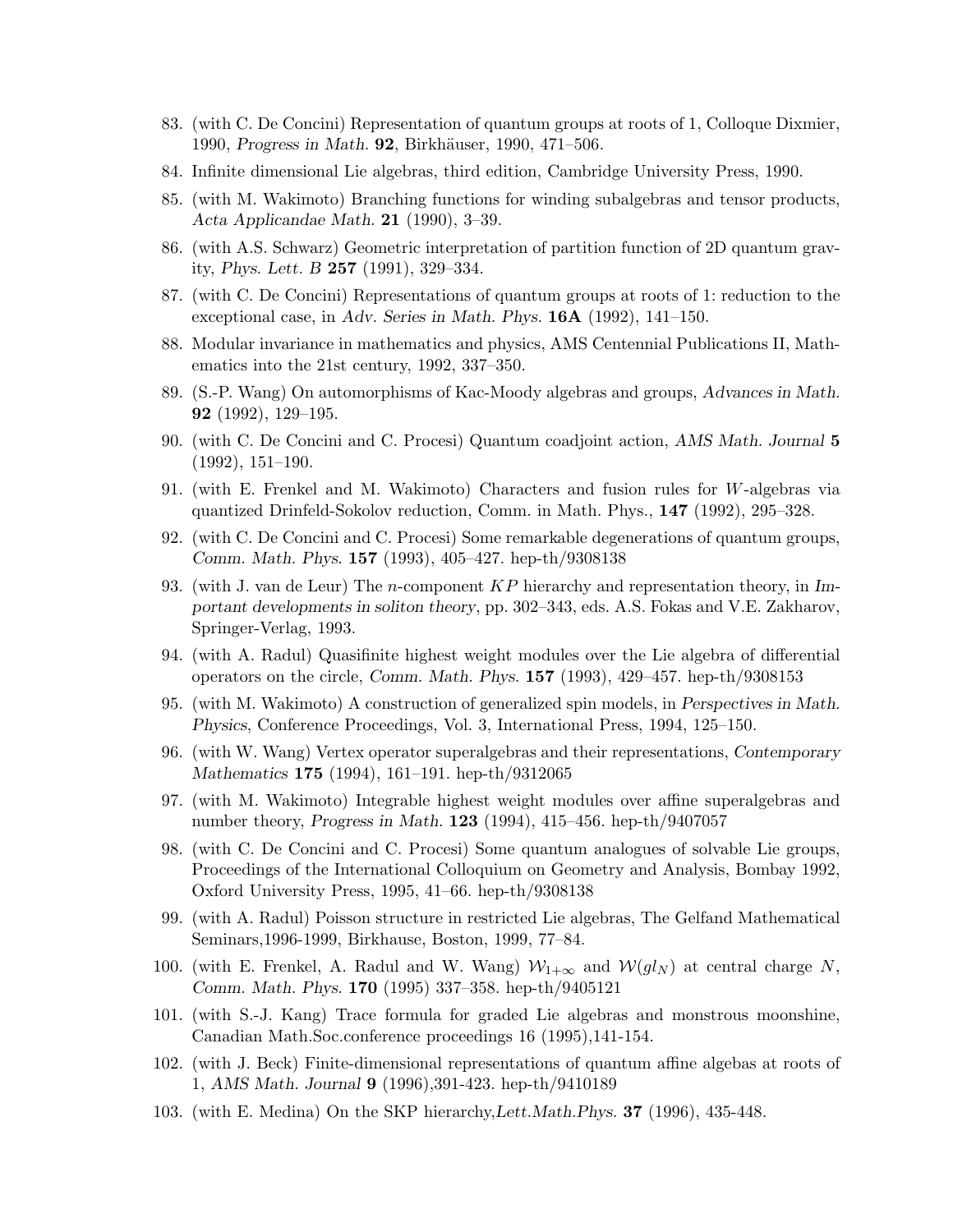83. (with C. De Concini) Representation of quantum groups at roots of 1, Colloque Dixmier, 1990, *Progress in Math.* **92**, Birkhäuser, 1990, 471–506.
84. Infinite dimensional Lie algebras, third edition, Cambridge University Press, 1990.
85. (with M. Wakimoto) Branching functions for winding subalgebras and tensor products, *Acta Applicandae Math.* **21** (1990), 3–39.
86. (with A.S. Schwarz) Geometric interpretation of partition function of 2D quantum gravity, *Phys. Lett. B* **257** (1991), 329–334.
87. (with C. De Concini) Representations of quantum groups at roots of 1: reduction to the exceptional case, in *Adv. Series in Math. Phys.* **16A** (1992), 141–150.
88. Modular invariance in mathematics and physics, AMS Centennial Publications II, Mathematics into the 21st century, 1992, 337–350.
89. (S.-P. Wang) On automorphisms of Kac-Moody algebras and groups, *Advances in Math.* **92** (1992), 129–195.
90. (with C. De Concini and C. Procesi) Quantum coadjoint action, *AMS Math. Journal* **5** (1992), 151–190.
91. (with E. Frenkel and M. Wakimoto) Characters and fusion rules for $W$-algebras via quantized Drinfeld-Sokolov reduction, Comm. in Math. Phys., **147** (1992), 295–328.
92. (with C. De Concini and C. Procesi) Some remarkable degenerations of quantum groups, *Comm. Math. Phys.* **157** (1993), 405–427. hep-th/9308138
93. (with J. van de Leur) The $n$-component $KP$ hierarchy and representation theory, in *Important developments in soliton theory*, pp. 302–343, eds. A.S. Fokas and V.E. Zakharov, Springer-Verlag, 1993.
94. (with A. Radul) Quasifinite highest weight modules over the Lie algebra of differential operators on the circle, *Comm. Math. Phys.* **157** (1993), 429–457. hep-th/9308153
95. (with M. Wakimoto) A construction of generalized spin models, in *Perspectives in Math. Physics*, Conference Proceedings, Vol. 3, International Press, 1994, 125–150.
96. (with W. Wang) Vertex operator superalgebras and their representations, *Contemporary Mathematics* **175** (1994), 161–191. hep-th/9312065
97. (with M. Wakimoto) Integrable highest weight modules over affine superalgebras and number theory, *Progress in Math.* **123** (1994), 415–456. hep-th/9407057
98. (with C. De Concini and C. Procesi) Some quantum analogues of solvable Lie groups, Proceedings of the International Colloquium on Geometry and Analysis, Bombay 1992, Oxford University Press, 1995, 41–66. hep-th/9308138
99. (with A. Radul) Poisson structure in restricted Lie algebras, The Gelfand Mathematical Seminars,1996-1999, Birkhause, Boston, 1999, 77–84.
100. (with E. Frenkel, A. Radul and W. Wang) $\mathcal{W}_{1+\infty}$ and $\mathcal{W}(gl_N)$ at central charge $N$, *Comm. Math. Phys.* **170** (1995) 337–358. hep-th/9405121
101. (with S.-J. Kang) Trace formula for graded Lie algebras and monstrous moonshine, Canadian Math.Soc.conference proceedings 16 (1995),141-154.
102. (with J. Beck) Finite-dimensional representations of quantum affine algebas at roots of 1, *AMS Math. Journal* **9** (1996),391-423. hep-th/9410189
103. (with E. Medina) On the SKP hierarchy,*Lett.Math.Phys.* **37** (1996), 435-448.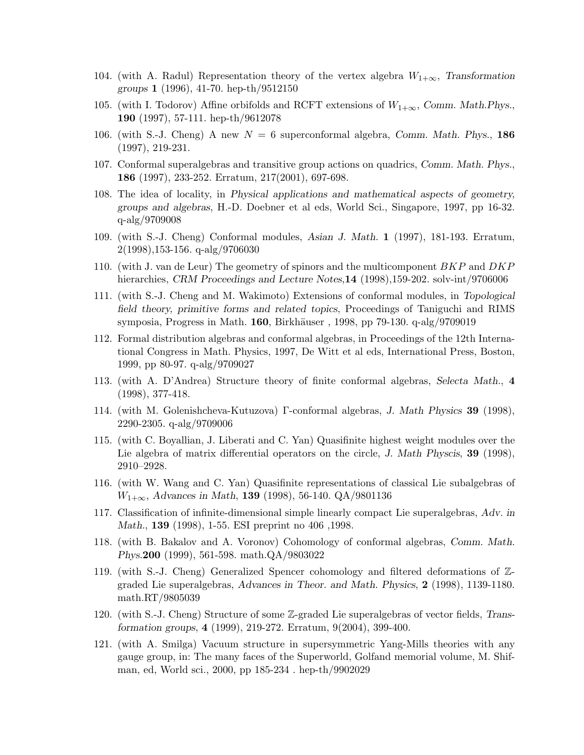104. (with A. Radul) Representation theory of the vertex algebra $W_{1+\infty}$, *Transformation groups* **1** (1996), 41-70. hep-th/9512150

105. (with I. Todorov) Affine orbifolds and RCFT extensions of $W_{1+\infty}$, *Comm. Math.Phys.*, **190** (1997), 57-111. hep-th/9612078

106. (with S.-J. Cheng) A new $N = 6$ superconformal algebra, *Comm. Math. Phys.*, **186** (1997), 219-231.

107. Conformal superalgebras and transitive group actions on quadrics, *Comm. Math. Phys.*, **186** (1997), 233-252. Erratum, 217(2001), 697-698.

108. The idea of locality, in *Physical applications and mathematical aspects of geometry, groups and algebras*, H.-D. Doebner et al eds, World Sci., Singapore, 1997, pp 16-32. q-alg/9709008

109. (with S.-J. Cheng) Conformal modules, *Asian J. Math.* **1** (1997), 181-193. Erratum, 2(1998),153-156. q-alg/9706030

110. (with J. van de Leur) The geometry of spinors and the multicomponent $BKP$ and $DKP$ hierarchies, *CRM Proceedings and Lecture Notes*,**14** (1998),159-202. solv-int/9706006

111. (with S.-J. Cheng and M. Wakimoto) Extensions of conformal modules, in *Topological field theory, primitive forms and related topics*, Proceedings of Taniguchi and RIMS symposia, Progress in Math. **160**, Birkhäuser , 1998, pp 79-130. q-alg/9709019

112. Formal distribution algebras and conformal algebras, in Proceedings of the 12th International Congress in Math. Physics, 1997, De Witt et al eds, International Press, Boston, 1999, pp 80-97. q-alg/9709027

113. (with A. D'Andrea) Structure theory of finite conformal algebras, *Selecta Math.*, **4** (1998), 377-418.

114. (with M. Golenishcheva-Kutuzova) $\Gamma$-conformal algebras, *J. Math Physics* **39** (1998), 2290-2305. q-alg/9709006

115. (with C. Boyallian, J. Liberati and C. Yan) Quasifinite highest weight modules over the Lie algebra of matrix differential operators on the circle, *J. Math Physcis*, **39** (1998), 2910–2928.

116. (with W. Wang and C. Yan) Quasifinite representations of classical Lie subalgebras of $W_{1+\infty}$, *Advances in Math*, **139** (1998), 56-140. QA/9801136

117. Classification of infinite-dimensional simple linearly compact Lie superalgebras, *Adv. in Math.*, **139** (1998), 1-55. ESI preprint no 406 ,1998.

118. (with B. Bakalov and A. Voronov) Cohomology of conformal algebras, *Comm. Math. Phys.***200** (1999), 561-598. math.QA/9803022

119. (with S.-J. Cheng) Generalized Spencer cohomology and filtered deformations of $\mathbb{Z}$-graded Lie superalgebras, *Advances in Theor. and Math. Physics*, **2** (1998), 1139-1180. math.RT/9805039

120. (with S.-J. Cheng) Structure of some $\mathbb{Z}$-graded Lie superalgebras of vector fields, *Transformation groups*, **4** (1999), 219-272. Erratum, 9(2004), 399-400.

121. (with A. Smilga) Vacuum structure in supersymmetric Yang-Mills theories with any gauge group, in: The many faces of the Superworld, Golfand memorial volume, M. Shifman, ed, World sci., 2000, pp 185-234 . hep-th/9902029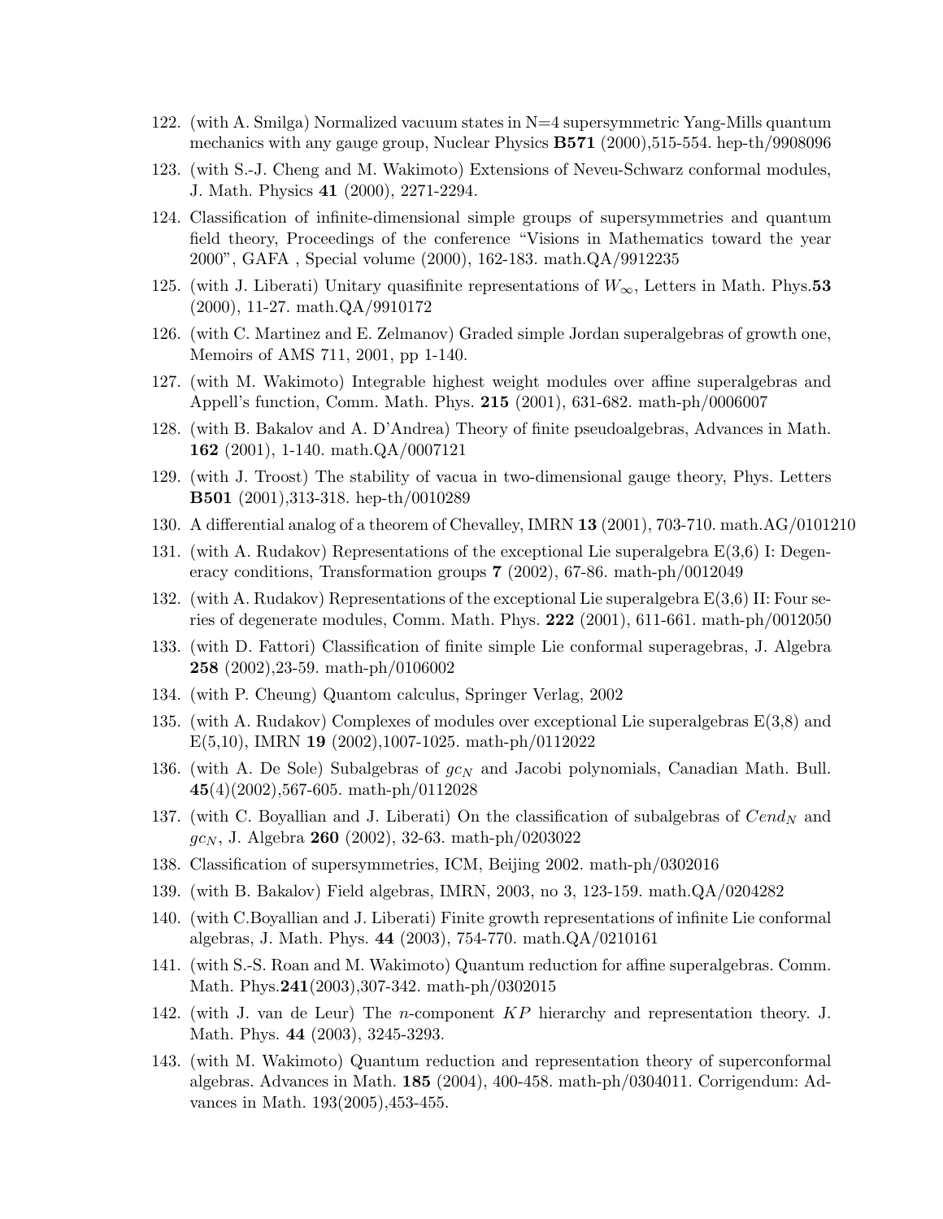122. (with A. Smilga) Normalized vacuum states in N=4 supersymmetric Yang-Mills quantum mechanics with any gauge group, Nuclear Physics **B571** (2000),515-554. hep-th/9908096
123. (with S.-J. Cheng and M. Wakimoto) Extensions of Neveu-Schwarz conformal modules, J. Math. Physics **41** (2000), 2271-2294.
124. Classification of infinite-dimensional simple groups of supersymmetries and quantum field theory, Proceedings of the conference "Visions in Mathematics toward the year 2000", GAFA , Special volume (2000), 162-183. math.QA/9912235
125. (with J. Liberati) Unitary quasifinite representations of $W_\infty$, Letters in Math. Phys.**53** (2000), 11-27. math.QA/9910172
126. (with C. Martinez and E. Zelmanov) Graded simple Jordan superalgebras of growth one, Memoirs of AMS 711, 2001, pp 1-140.
127. (with M. Wakimoto) Integrable highest weight modules over affine superalgebras and Appell's function, Comm. Math. Phys. **215** (2001), 631-682. math-ph/0006007
128. (with B. Bakalov and A. D'Andrea) Theory of finite pseudoalgebras, Advances in Math. **162** (2001), 1-140. math.QA/0007121
129. (with J. Troost) The stability of vacua in two-dimensional gauge theory, Phys. Letters **B501** (2001),313-318. hep-th/0010289
130. A differential analog of a theorem of Chevalley, IMRN **13** (2001), 703-710. math.AG/0101210
131. (with A. Rudakov) Representations of the exceptional Lie superalgebra E(3,6) I: Degeneracy conditions, Transformation groups **7** (2002), 67-86. math-ph/0012049
132. (with A. Rudakov) Representations of the exceptional Lie superalgebra E(3,6) II: Four series of degenerate modules, Comm. Math. Phys. **222** (2001), 611-661. math-ph/0012050
133. (with D. Fattori) Classification of finite simple Lie conformal superagebras, J. Algebra **258** (2002),23-59. math-ph/0106002
134. (with P. Cheung) Quantom calculus, Springer Verlag, 2002
135. (with A. Rudakov) Complexes of modules over exceptional Lie superalgebras E(3,8) and E(5,10), IMRN **19** (2002),1007-1025. math-ph/0112022
136. (with A. De Sole) Subalgebras of $gc_N$ and Jacobi polynomials, Canadian Math. Bull. **45**(4)(2002),567-605. math-ph/0112028
137. (with C. Boyallian and J. Liberati) On the classification of subalgebras of $Cend_N$ and $gc_N$, J. Algebra **260** (2002), 32-63. math-ph/0203022
138. Classification of supersymmetries, ICM, Beijing 2002. math-ph/0302016
139. (with B. Bakalov) Field algebras, IMRN, 2003, no 3, 123-159. math.QA/0204282
140. (with C.Boyallian and J. Liberati) Finite growth representations of infinite Lie conformal algebras, J. Math. Phys. **44** (2003), 754-770. math.QA/0210161
141. (with S.-S. Roan and M. Wakimoto) Quantum reduction for affine superalgebras. Comm. Math. Phys.**241**(2003),307-342. math-ph/0302015
142. (with J. van de Leur) The $n$-component $KP$ hierarchy and representation theory. J. Math. Phys. **44** (2003), 3245-3293.
143. (with M. Wakimoto) Quantum reduction and representation theory of superconformal algebras. Advances in Math. **185** (2004), 400-458. math-ph/0304011. Corrigendum: Advances in Math. 193(2005),453-455.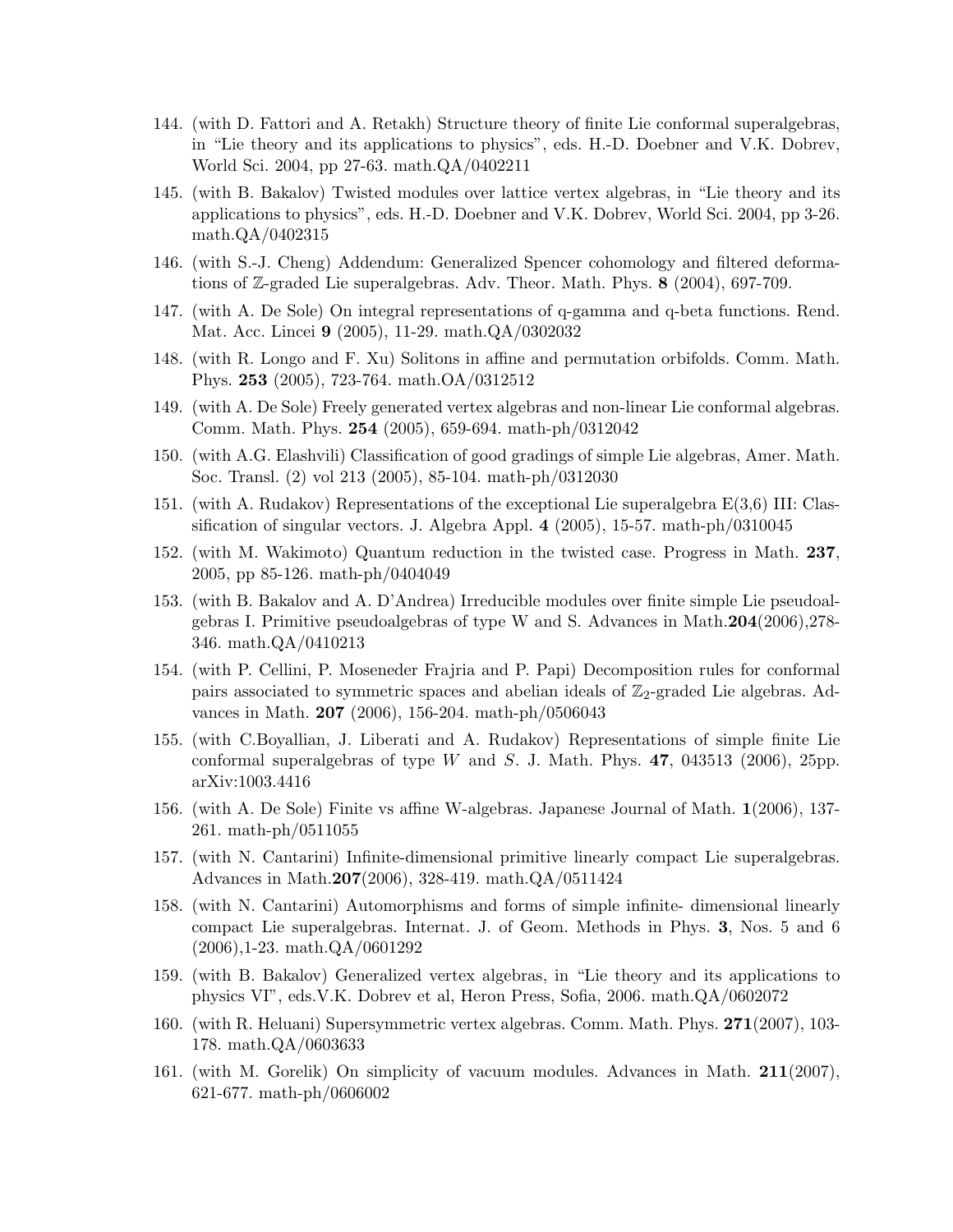144. (with D. Fattori and A. Retakh) Structure theory of finite Lie conformal superalgebras, in "Lie theory and its applications to physics", eds. H.-D. Doebner and V.K. Dobrev, World Sci. 2004, pp 27-63. math.QA/0402211

145. (with B. Bakalov) Twisted modules over lattice vertex algebras, in "Lie theory and its applications to physics", eds. H.-D. Doebner and V.K. Dobrev, World Sci. 2004, pp 3-26. math.QA/0402315

146. (with S.-J. Cheng) Addendum: Generalized Spencer cohomology and filtered deformations of $\mathbb{Z}$-graded Lie superalgebras. Adv. Theor. Math. Phys. **8** (2004), 697-709.

147. (with A. De Sole) On integral representations of q-gamma and q-beta functions. Rend. Mat. Acc. Lincei **9** (2005), 11-29. math.QA/0302032

148. (with R. Longo and F. Xu) Solitons in affine and permutation orbifolds. Comm. Math. Phys. **253** (2005), 723-764. math.OA/0312512

149. (with A. De Sole) Freely generated vertex algebras and non-linear Lie conformal algebras. Comm. Math. Phys. **254** (2005), 659-694. math-ph/0312042

150. (with A.G. Elashvili) Classification of good gradings of simple Lie algebras, Amer. Math. Soc. Transl. (2) vol 213 (2005), 85-104. math-ph/0312030

151. (with A. Rudakov) Representations of the exceptional Lie superalgebra E(3,6) III: Classification of singular vectors. J. Algebra Appl. **4** (2005), 15-57. math-ph/0310045

152. (with M. Wakimoto) Quantum reduction in the twisted case. Progress in Math. **237**, 2005, pp 85-126. math-ph/0404049

153. (with B. Bakalov and A. D'Andrea) Irreducible modules over finite simple Lie pseudoalgebras I. Primitive pseudoalgebras of type W and S. Advances in Math.**204**(2006),278-346. math.QA/0410213

154. (with P. Cellini, P. Moseneder Frajria and P. Papi) Decomposition rules for conformal pairs associated to symmetric spaces and abelian ideals of $\mathbb{Z}_2$-graded Lie algebras. Advances in Math. **207** (2006), 156-204. math-ph/0506043

155. (with C.Boyallian, J. Liberati and A. Rudakov) Representations of simple finite Lie conformal superalgebras of type $W$ and $S$. J. Math. Phys. **47**, 043513 (2006), 25pp. arXiv:1003.4416

156. (with A. De Sole) Finite vs affine W-algebras. Japanese Journal of Math. **1**(2006), 137-261. math-ph/0511055

157. (with N. Cantarini) Infinite-dimensional primitive linearly compact Lie superalgebras. Advances in Math.**207**(2006), 328-419. math.QA/0511424

158. (with N. Cantarini) Automorphisms and forms of simple infinite- dimensional linearly compact Lie superalgebras. Internat. J. of Geom. Methods in Phys. **3**, Nos. 5 and 6 (2006),1-23. math.QA/0601292

159. (with B. Bakalov) Generalized vertex algebras, in "Lie theory and its applications to physics VI", eds.V.K. Dobrev et al, Heron Press, Sofia, 2006. math.QA/0602072

160. (with R. Heluani) Supersymmetric vertex algebras. Comm. Math. Phys. **271**(2007), 103-178. math.QA/0603633

161. (with M. Gorelik) On simplicity of vacuum modules. Advances in Math. **211**(2007), 621-677. math-ph/0606002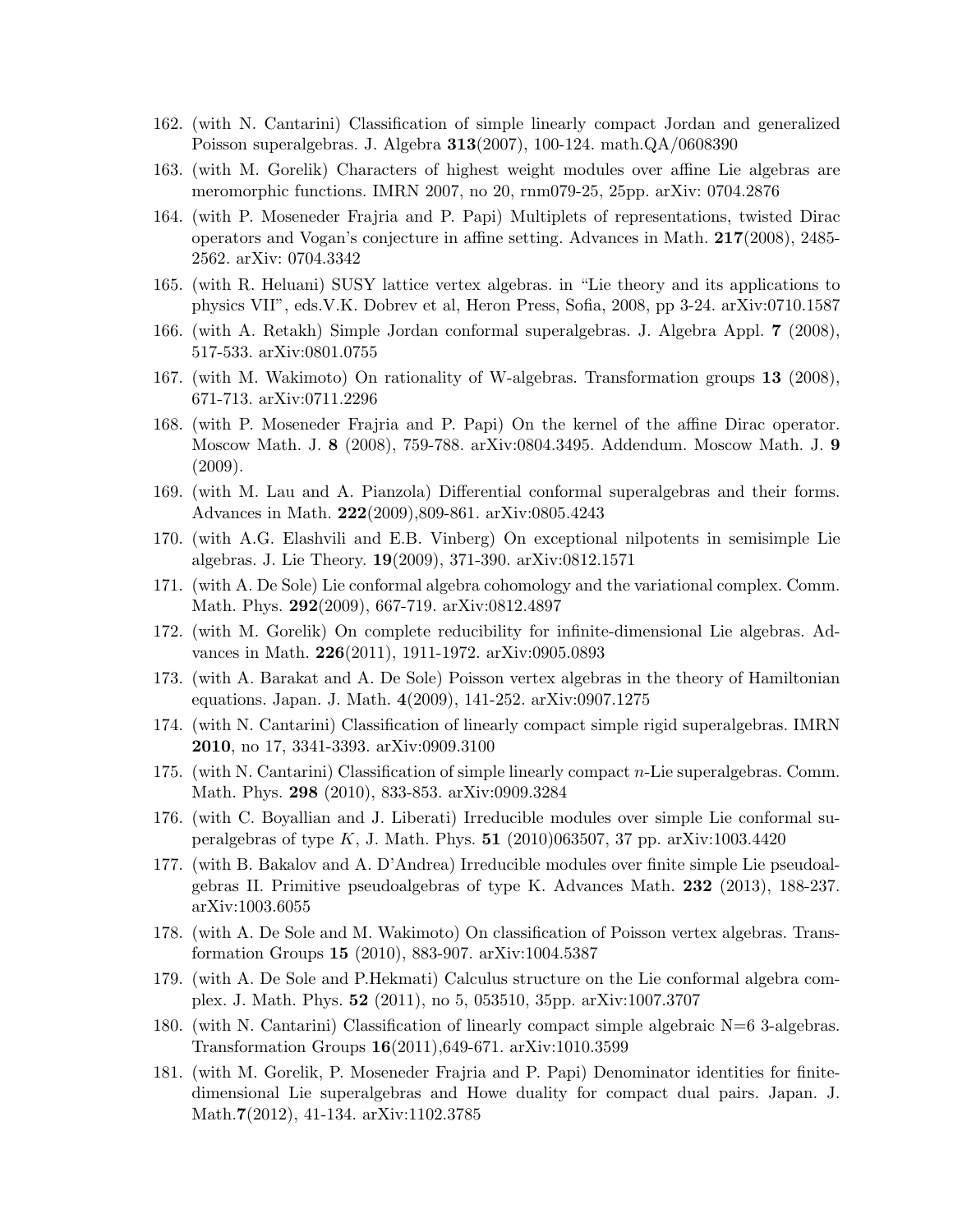162. (with N. Cantarini) Classification of simple linearly compact Jordan and generalized Poisson superalgebras. J. Algebra **313**(2007), 100-124. math.QA/0608390
163. (with M. Gorelik) Characters of highest weight modules over affine Lie algebras are meromorphic functions. IMRN 2007, no 20, rnm079-25, 25pp. arXiv: 0704.2876
164. (with P. Moseneder Frajria and P. Papi) Multiplets of representations, twisted Dirac operators and Vogan's conjecture in affine setting. Advances in Math. **217**(2008), 2485-2562. arXiv: 0704.3342
165. (with R. Heluani) SUSY lattice vertex algebras. in "Lie theory and its applications to physics VII", eds.V.K. Dobrev et al, Heron Press, Sofia, 2008, pp 3-24. arXiv:0710.1587
166. (with A. Retakh) Simple Jordan conformal superalgebras. J. Algebra Appl. **7** (2008), 517-533. arXiv:0801.0755
167. (with M. Wakimoto) On rationality of W-algebras. Transformation groups **13** (2008), 671-713. arXiv:0711.2296
168. (with P. Moseneder Frajria and P. Papi) On the kernel of the affine Dirac operator. Moscow Math. J. **8** (2008), 759-788. arXiv:0804.3495. Addendum. Moscow Math. J. **9** (2009).
169. (with M. Lau and A. Pianzola) Differential conformal superalgebras and their forms. Advances in Math. **222**(2009),809-861. arXiv:0805.4243
170. (with A.G. Elashvili and E.B. Vinberg) On exceptional nilpotents in semisimple Lie algebras. J. Lie Theory. **19**(2009), 371-390. arXiv:0812.1571
171. (with A. De Sole) Lie conformal algebra cohomology and the variational complex. Comm. Math. Phys. **292**(2009), 667-719. arXiv:0812.4897
172. (with M. Gorelik) On complete reducibility for infinite-dimensional Lie algebras. Advances in Math. **226**(2011), 1911-1972. arXiv:0905.0893
173. (with A. Barakat and A. De Sole) Poisson vertex algebras in the theory of Hamiltonian equations. Japan. J. Math. **4**(2009), 141-252. arXiv:0907.1275
174. (with N. Cantarini) Classification of linearly compact simple rigid superalgebras. IMRN **2010**, no 17, 3341-3393. arXiv:0909.3100
175. (with N. Cantarini) Classification of simple linearly compact $n$-Lie superalgebras. Comm. Math. Phys. **298** (2010), 833-853. arXiv:0909.3284
176. (with C. Boyallian and J. Liberati) Irreducible modules over simple Lie conformal superalgebras of type $K$, J. Math. Phys. **51** (2010)063507, 37 pp. arXiv:1003.4420
177. (with B. Bakalov and A. D'Andrea) Irreducible modules over finite simple Lie pseudoalgebras II. Primitive pseudoalgebras of type K. Advances Math. **232** (2013), 188-237. arXiv:1003.6055
178. (with A. De Sole and M. Wakimoto) On classification of Poisson vertex algebras. Transformation Groups **15** (2010), 883-907. arXiv:1004.5387
179. (with A. De Sole and P.Hekmati) Calculus structure on the Lie conformal algebra complex. J. Math. Phys. **52** (2011), no 5, 053510, 35pp. arXiv:1007.3707
180. (with N. Cantarini) Classification of linearly compact simple algebraic N=6 3-algebras. Transformation Groups **16**(2011),649-671. arXiv:1010.3599
181. (with M. Gorelik, P. Moseneder Frajria and P. Papi) Denominator identities for finite-dimensional Lie superalgebras and Howe duality for compact dual pairs. Japan. J. Math.**7**(2012), 41-134. arXiv:1102.3785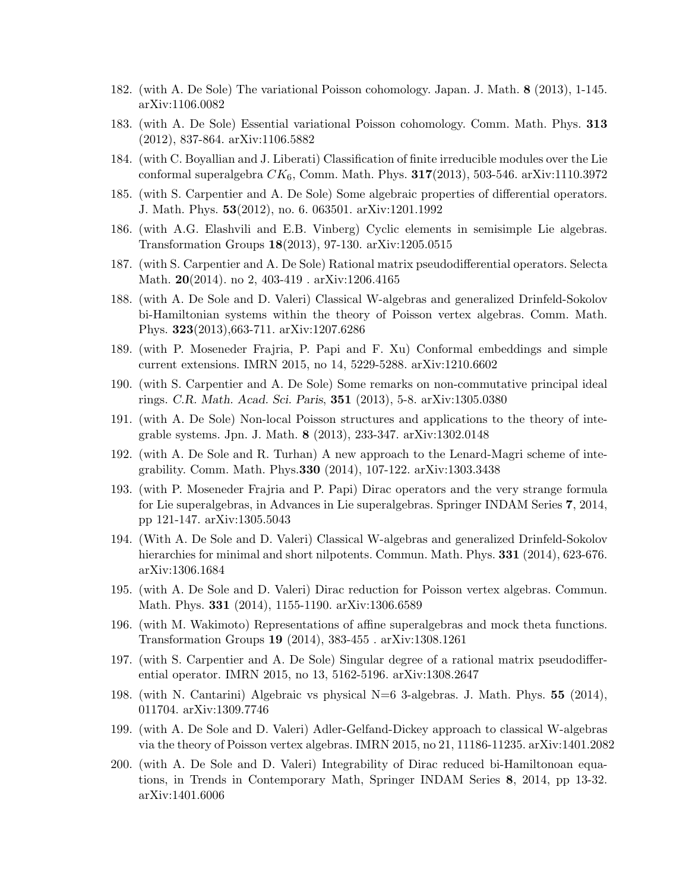182. (with A. De Sole) The variational Poisson cohomology. Japan. J. Math. **8** (2013), 1-145. arXiv:1106.0082

183. (with A. De Sole) Essential variational Poisson cohomology. Comm. Math. Phys. **313** (2012), 837-864. arXiv:1106.5882

184. (with C. Boyallian and J. Liberati) Classification of finite irreducible modules over the Lie conformal superalgebra $CK_6$, Comm. Math. Phys. **317**(2013), 503-546. arXiv:1110.3972

185. (with S. Carpentier and A. De Sole) Some algebraic properties of differential operators. J. Math. Phys. **53**(2012), no. 6. 063501. arXiv:1201.1992

186. (with A.G. Elashvili and E.B. Vinberg) Cyclic elements in semisimple Lie algebras. Transformation Groups **18**(2013), 97-130. arXiv:1205.0515

187. (with S. Carpentier and A. De Sole) Rational matrix pseudodifferential operators. Selecta Math. **20**(2014). no 2, 403-419 . arXiv:1206.4165

188. (with A. De Sole and D. Valeri) Classical W-algebras and generalized Drinfeld-Sokolov bi-Hamiltonian systems within the theory of Poisson vertex algebras. Comm. Math. Phys. **323**(2013),663-711. arXiv:1207.6286

189. (with P. Moseneder Frajria, P. Papi and F. Xu) Conformal embeddings and simple current extensions. IMRN 2015, no 14, 5229-5288. arXiv:1210.6602

190. (with S. Carpentier and A. De Sole) Some remarks on non-commutative principal ideal rings. *C.R. Math. Acad. Sci. Paris*, **351** (2013), 5-8. arXiv:1305.0380

191. (with A. De Sole) Non-local Poisson structures and applications to the theory of integrable systems. Jpn. J. Math. **8** (2013), 233-347. arXiv:1302.0148

192. (with A. De Sole and R. Turhan) A new approach to the Lenard-Magri scheme of integrability. Comm. Math. Phys.**330** (2014), 107-122. arXiv:1303.3438

193. (with P. Moseneder Frajria and P. Papi) Dirac operators and the very strange formula for Lie superalgebras, in Advances in Lie superalgebras. Springer INDAM Series **7**, 2014, pp 121-147. arXiv:1305.5043

194. (With A. De Sole and D. Valeri) Classical W-algebras and generalized Drinfeld-Sokolov hierarchies for minimal and short nilpotents. Commun. Math. Phys. **331** (2014), 623-676. arXiv:1306.1684

195. (with A. De Sole and D. Valeri) Dirac reduction for Poisson vertex algebras. Commun. Math. Phys. **331** (2014), 1155-1190. arXiv:1306.6589

196. (with M. Wakimoto) Representations of affine superalgebras and mock theta functions. Transformation Groups **19** (2014), 383-455 . arXiv:1308.1261

197. (with S. Carpentier and A. De Sole) Singular degree of a rational matrix pseudodifferential operator. IMRN 2015, no 13, 5162-5196. arXiv:1308.2647

198. (with N. Cantarini) Algebraic vs physical N=6 3-algebras. J. Math. Phys. **55** (2014), 011704. arXiv:1309.7746

199. (with A. De Sole and D. Valeri) Adler-Gelfand-Dickey approach to classical W-algebras via the theory of Poisson vertex algebras. IMRN 2015, no 21, 11186-11235. arXiv:1401.2082

200. (with A. De Sole and D. Valeri) Integrability of Dirac reduced bi-Hamiltonoan equations, in Trends in Contemporary Math, Springer INDAM Series **8**, 2014, pp 13-32. arXiv:1401.6006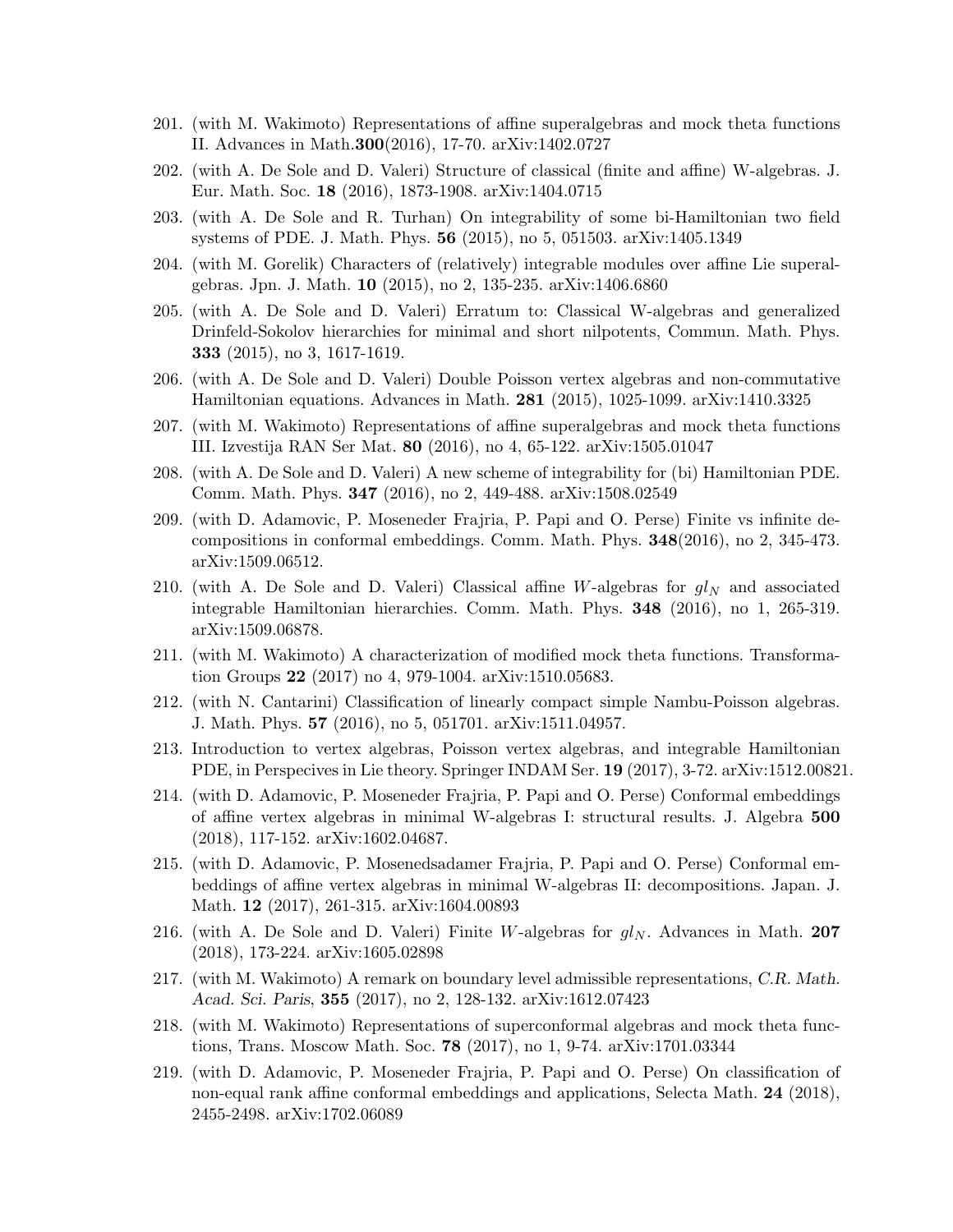201. (with M. Wakimoto) Representations of affine superalgebras and mock theta functions II. Advances in Math.**300**(2016), 17-70. arXiv:1402.0727
202. (with A. De Sole and D. Valeri) Structure of classical (finite and affine) W-algebras. J. Eur. Math. Soc. **18** (2016), 1873-1908. arXiv:1404.0715
203. (with A. De Sole and R. Turhan) On integrability of some bi-Hamiltonian two field systems of PDE. J. Math. Phys. **56** (2015), no 5, 051503. arXiv:1405.1349
204. (with M. Gorelik) Characters of (relatively) integrable modules over affine Lie superalgebras. Jpn. J. Math. **10** (2015), no 2, 135-235. arXiv:1406.6860
205. (with A. De Sole and D. Valeri) Erratum to: Classical W-algebras and generalized Drinfeld-Sokolov hierarchies for minimal and short nilpotents, Commun. Math. Phys. **333** (2015), no 3, 1617-1619.
206. (with A. De Sole and D. Valeri) Double Poisson vertex algebras and non-commutative Hamiltonian equations. Advances in Math. **281** (2015), 1025-1099. arXiv:1410.3325
207. (with M. Wakimoto) Representations of affine superalgebras and mock theta functions III. Izvestija RAN Ser Mat. **80** (2016), no 4, 65-122. arXiv:1505.01047
208. (with A. De Sole and D. Valeri) A new scheme of integrability for (bi) Hamiltonian PDE. Comm. Math. Phys. **347** (2016), no 2, 449-488. arXiv:1508.02549
209. (with D. Adamovic, P. Moseneder Frajria, P. Papi and O. Perse) Finite vs infinite decompositions in conformal embeddings. Comm. Math. Phys. **348**(2016), no 2, 345-473. arXiv:1509.06512.
210. (with A. De Sole and D. Valeri) Classical affine $W$-algebras for $gl_N$ and associated integrable Hamiltonian hierarchies. Comm. Math. Phys. **348** (2016), no 1, 265-319. arXiv:1509.06878.
211. (with M. Wakimoto) A characterization of modified mock theta functions. Transformation Groups **22** (2017) no 4, 979-1004. arXiv:1510.05683.
212. (with N. Cantarini) Classification of linearly compact simple Nambu-Poisson algebras. J. Math. Phys. **57** (2016), no 5, 051701. arXiv:1511.04957.
213. Introduction to vertex algebras, Poisson vertex algebras, and integrable Hamiltonian PDE, in Perspecives in Lie theory. Springer INDAM Ser. **19** (2017), 3-72. arXiv:1512.00821.
214. (with D. Adamovic, P. Moseneder Frajria, P. Papi and O. Perse) Conformal embeddings of affine vertex algebras in minimal W-algebras I: structural results. J. Algebra **500** (2018), 117-152. arXiv:1602.04687.
215. (with D. Adamovic, P. Mosenedsadamer Frajria, P. Papi and O. Perse) Conformal embeddings of affine vertex algebras in minimal W-algebras II: decompositions. Japan. J. Math. **12** (2017), 261-315. arXiv:1604.00893
216. (with A. De Sole and D. Valeri) Finite $W$-algebras for $gl_N$. Advances in Math. **207** (2018), 173-224. arXiv:1605.02898
217. (with M. Wakimoto) A remark on boundary level admissible representations, *C.R. Math. Acad. Sci. Paris*, **355** (2017), no 2, 128-132. arXiv:1612.07423
218. (with M. Wakimoto) Representations of superconformal algebras and mock theta functions, Trans. Moscow Math. Soc. **78** (2017), no 1, 9-74. arXiv:1701.03344
219. (with D. Adamovic, P. Moseneder Frajria, P. Papi and O. Perse) On classification of non-equal rank affine conformal embeddings and applications, Selecta Math. **24** (2018), 2455-2498. arXiv:1702.06089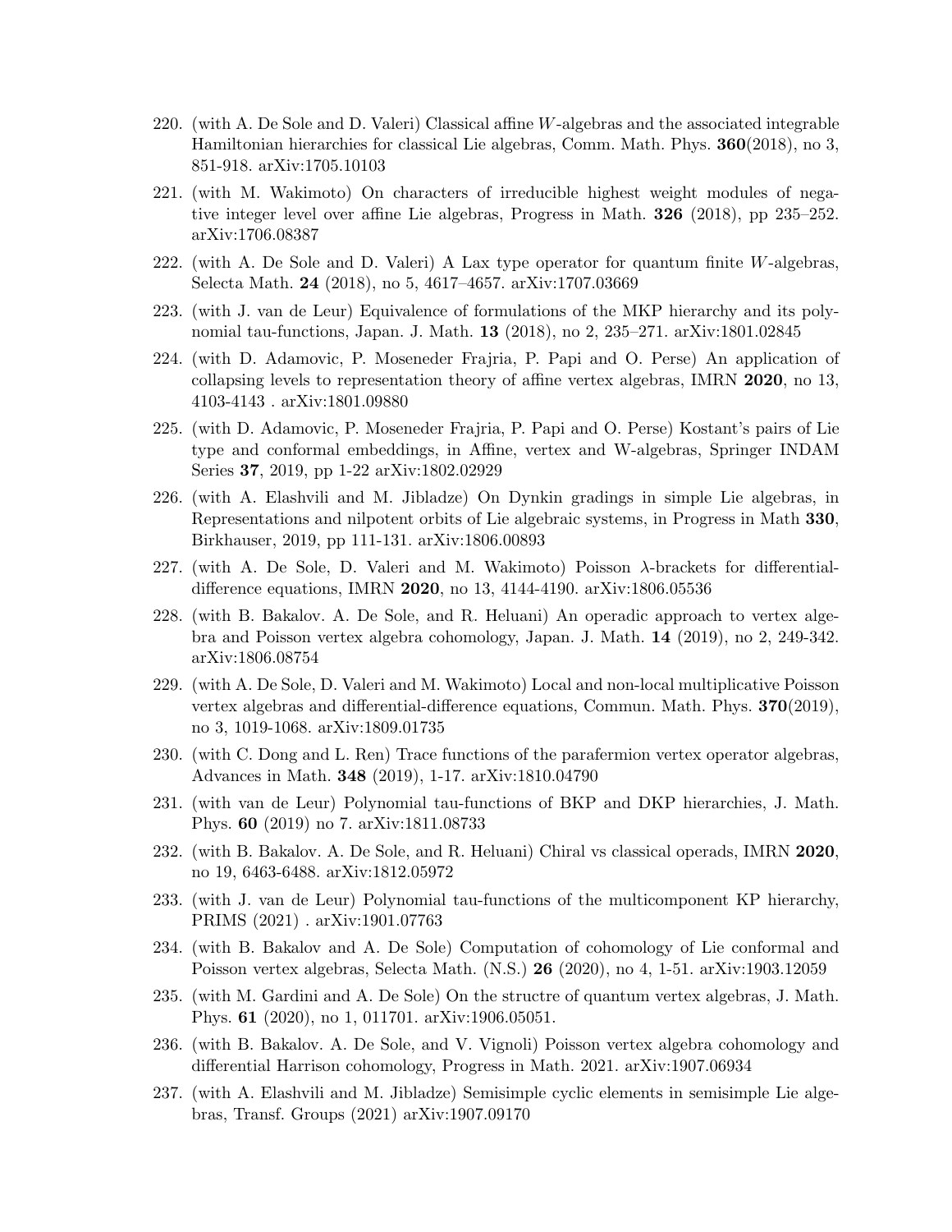220. (with A. De Sole and D. Valeri) Classical affine $W$-algebras and the associated integrable Hamiltonian hierarchies for classical Lie algebras, Comm. Math. Phys. **360**(2018), no 3, 851-918. arXiv:1705.10103

221. (with M. Wakimoto) On characters of irreducible highest weight modules of negative integer level over affine Lie algebras, Progress in Math. **326** (2018), pp 235–252. arXiv:1706.08387

222. (with A. De Sole and D. Valeri) A Lax type operator for quantum finite $W$-algebras, Selecta Math. **24** (2018), no 5, 4617–4657. arXiv:1707.03669

223. (with J. van de Leur) Equivalence of formulations of the MKP hierarchy and its polynomial tau-functions, Japan. J. Math. **13** (2018), no 2, 235–271. arXiv:1801.02845

224. (with D. Adamovic, P. Moseneder Frajria, P. Papi and O. Perse) An application of collapsing levels to representation theory of affine vertex algebras, IMRN **2020**, no 13, 4103-4143 . arXiv:1801.09880

225. (with D. Adamovic, P. Moseneder Frajria, P. Papi and O. Perse) Kostant's pairs of Lie type and conformal embeddings, in Affine, vertex and W-algebras, Springer INDAM Series **37**, 2019, pp 1-22 arXiv:1802.02929

226. (with A. Elashvili and M. Jibladze) On Dynkin gradings in simple Lie algebras, in Representations and nilpotent orbits of Lie algebraic systems, in Progress in Math **330**, Birkhauser, 2019, pp 111-131. arXiv:1806.00893

227. (with A. De Sole, D. Valeri and M. Wakimoto) Poisson $\lambda$-brackets for differential-difference equations, IMRN **2020**, no 13, 4144-4190. arXiv:1806.05536

228. (with B. Bakalov. A. De Sole, and R. Heluani) An operadic approach to vertex algebra and Poisson vertex algebra cohomology, Japan. J. Math. **14** (2019), no 2, 249-342. arXiv:1806.08754

229. (with A. De Sole, D. Valeri and M. Wakimoto) Local and non-local multiplicative Poisson vertex algebras and differential-difference equations, Commun. Math. Phys. **370**(2019), no 3, 1019-1068. arXiv:1809.01735

230. (with C. Dong and L. Ren) Trace functions of the parafermion vertex operator algebras, Advances in Math. **348** (2019), 1-17. arXiv:1810.04790

231. (with van de Leur) Polynomial tau-functions of BKP and DKP hierarchies, J. Math. Phys. **60** (2019) no 7. arXiv:1811.08733

232. (with B. Bakalov. A. De Sole, and R. Heluani) Chiral vs classical operads, IMRN **2020**, no 19, 6463-6488. arXiv:1812.05972

233. (with J. van de Leur) Polynomial tau-functions of the multicomponent KP hierarchy, PRIMS (2021) . arXiv:1901.07763

234. (with B. Bakalov and A. De Sole) Computation of cohomology of Lie conformal and Poisson vertex algebras, Selecta Math. (N.S.) **26** (2020), no 4, 1-51. arXiv:1903.12059

235. (with M. Gardini and A. De Sole) On the structre of quantum vertex algebras, J. Math. Phys. **61** (2020), no 1, 011701. arXiv:1906.05051.

236. (with B. Bakalov. A. De Sole, and V. Vignoli) Poisson vertex algebra cohomology and differential Harrison cohomology, Progress in Math. 2021. arXiv:1907.06934

237. (with A. Elashvili and M. Jibladze) Semisimple cyclic elements in semisimple Lie algebras, Transf. Groups (2021) arXiv:1907.09170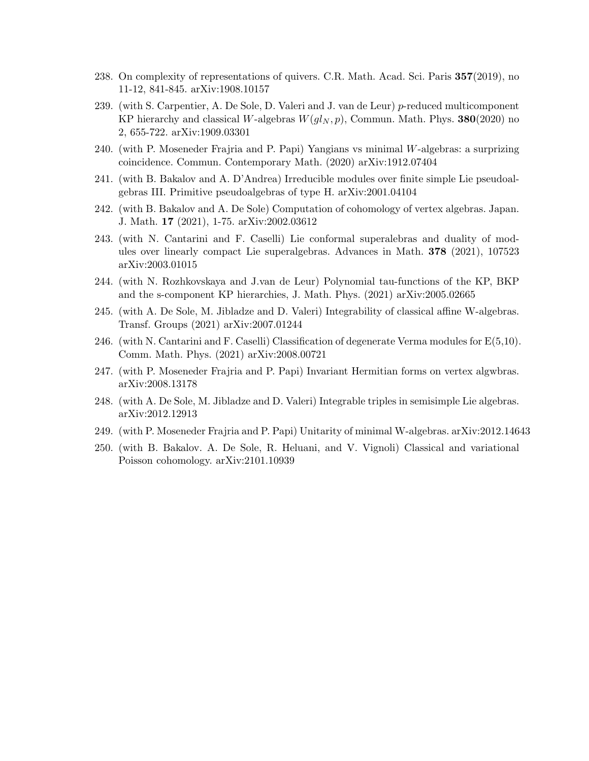238. On complexity of representations of quivers. C.R. Math. Acad. Sci. Paris **357**(2019), no 11-12, 841-845. arXiv:1908.10157

239. (with S. Carpentier, A. De Sole, D. Valeri and J. van de Leur) $p$-reduced multicomponent KP hierarchy and classical $W$-algebras $W(gl_N, p)$, Commun. Math. Phys. **380**(2020) no 2, 655-722. arXiv:1909.03301

240. (with P. Moseneder Frajria and P. Papi) Yangians vs minimal $W$-algebras: a surprizing coincidence. Commun. Contemporary Math. (2020) arXiv:1912.07404

241. (with B. Bakalov and A. D'Andrea) Irreducible modules over finite simple Lie pseudoalgebras III. Primitive pseudoalgebras of type H. arXiv:2001.04104

242. (with B. Bakalov and A. De Sole) Computation of cohomology of vertex algebras. Japan. J. Math. **17** (2021), 1-75. arXiv:2002.03612

243. (with N. Cantarini and F. Caselli) Lie conformal superalebras and duality of modules over linearly compact Lie superalgebras. Advances in Math. **378** (2021), 107523 arXiv:2003.01015

244. (with N. Rozhkovskaya and J.van de Leur) Polynomial tau-functions of the KP, BKP and the s-component KP hierarchies, J. Math. Phys. (2021) arXiv:2005.02665

245. (with A. De Sole, M. Jibladze and D. Valeri) Integrability of classical affine W-algebras. Transf. Groups (2021) arXiv:2007.01244

246. (with N. Cantarini and F. Caselli) Classification of degenerate Verma modules for E(5,10). Comm. Math. Phys. (2021) arXiv:2008.00721

247. (with P. Moseneder Frajria and P. Papi) Invariant Hermitian forms on vertex algwbras. arXiv:2008.13178

248. (with A. De Sole, M. Jibladze and D. Valeri) Integrable triples in semisimple Lie algebras. arXiv:2012.12913

249. (with P. Moseneder Frajria and P. Papi) Unitarity of minimal W-algebras. arXiv:2012.14643

250. (with B. Bakalov. A. De Sole, R. Heluani, and V. Vignoli) Classical and variational Poisson cohomology. arXiv:2101.10939